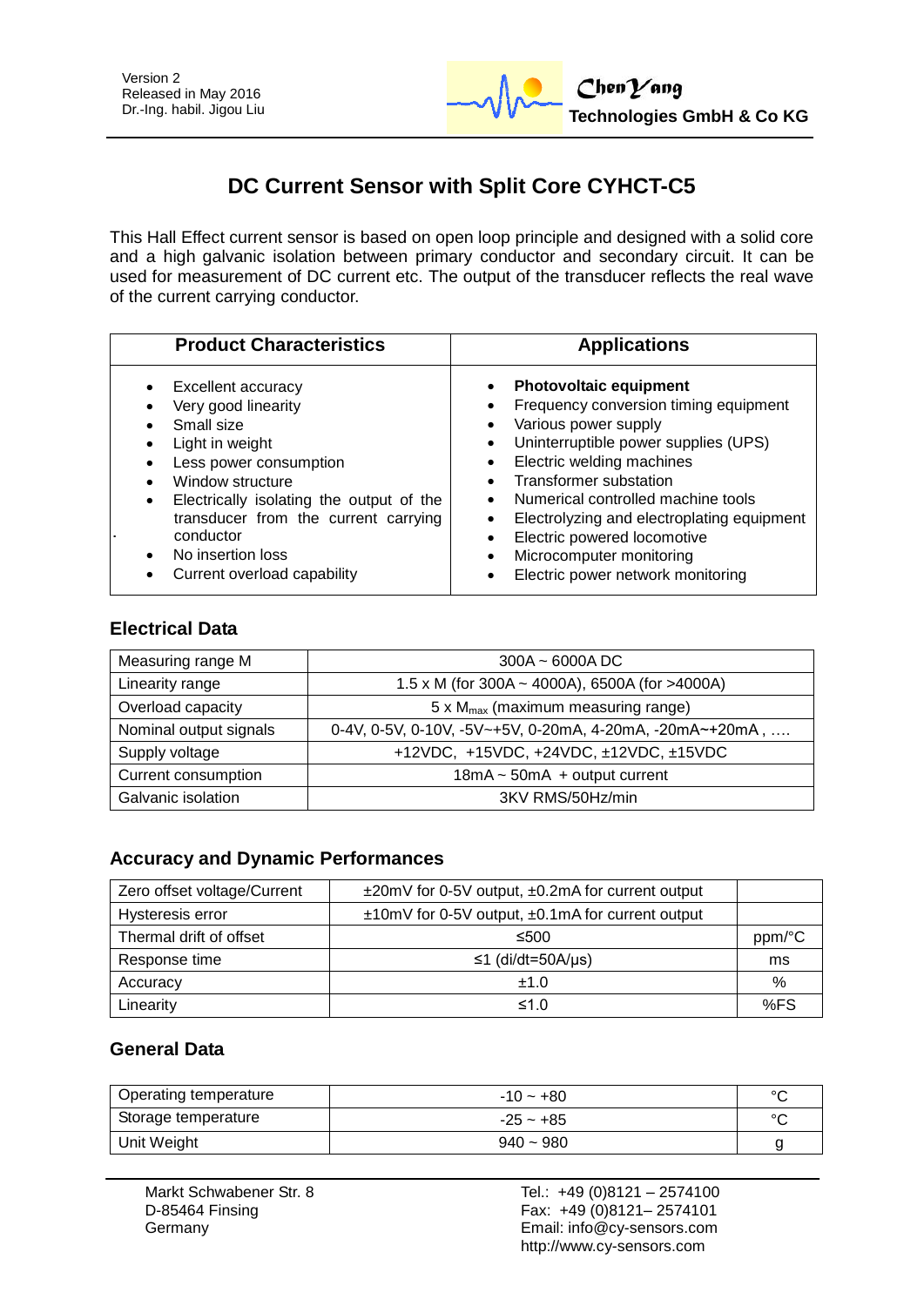Version 2
Released in May 2016
Dr.-Ing. habil. Jigou Liu

**ChenYang**
**Technologies GmbH & Co KG**

# DC Current Sensor with Split Core CYHCT-C5

This Hall Effect current sensor is based on open loop principle and designed with a solid core and a high galvanic isolation between primary conductor and secondary circuit. It can be used for measurement of DC current etc. The output of the transducer reflects the real wave of the current carrying conductor.

| Product Characteristics | Applications |
|---|---|
| • Excellent accuracy<br>• Very good linearity<br>• Small size<br>• Light in weight<br>• Less power consumption<br>• Window structure<br>• Electrically isolating the output of the transducer from the current carrying conductor<br>• No insertion loss<br>• Current overload capability | • **Photovoltaic equipment**<br>• Frequency conversion timing equipment<br>• Various power supply<br>• Uninterruptible power supplies (UPS)<br>• Electric welding machines<br>• Transformer substation<br>• Numerical controlled machine tools<br>• Electrolyzing and electroplating equipment<br>• Electric powered locomotive<br>• Microcomputer monitoring<br>• Electric power network monitoring |

## Electrical Data

| | |
|---|---|
| Measuring range M | 300A ~ 6000A DC |
| Linearity range | 1.5 x M (for 300A ~ 4000A), 6500A (for >4000A) |
| Overload capacity | 5 x $M_{max}$ (maximum measuring range) |
| Nominal output signals | 0-4V, 0-5V, 0-10V, -5V~+5V, 0-20mA, 4-20mA, -20mA~+20mA , …. |
| Supply voltage | +12VDC, +15VDC, +24VDC, ±12VDC, ±15VDC |
| Current consumption | 18mA ~ 50mA + output current |
| Galvanic isolation | 3KV RMS/50Hz/min |

## Accuracy and Dynamic Performances

| | | |
|---|---|---|
| Zero offset voltage/Current | ±20mV for 0-5V output, ±0.2mA for current output | |
| Hysteresis error | ±10mV for 0-5V output, ±0.1mA for current output | |
| Thermal drift of offset | ≤500 | ppm/°C |
| Response time | ≤1 (di/dt=50A/μs) | ms |
| Accuracy | ±1.0 | % |
| Linearity | ≤1.0 | %FS |

## General Data

| | | |
|---|---|---|
| Operating temperature | -10 ~ +80 | °C |
| Storage temperature | -25 ~ +85 | °C |
| Unit Weight | 940 ~ 980 | g |

Markt Schwabener Str. 8
D-85464 Finsing
Germany

Tel.: +49 (0)8121 – 2574100
Fax: +49 (0)8121– 2574101
Email: info@cy-sensors.com
http://www.cy-sensors.com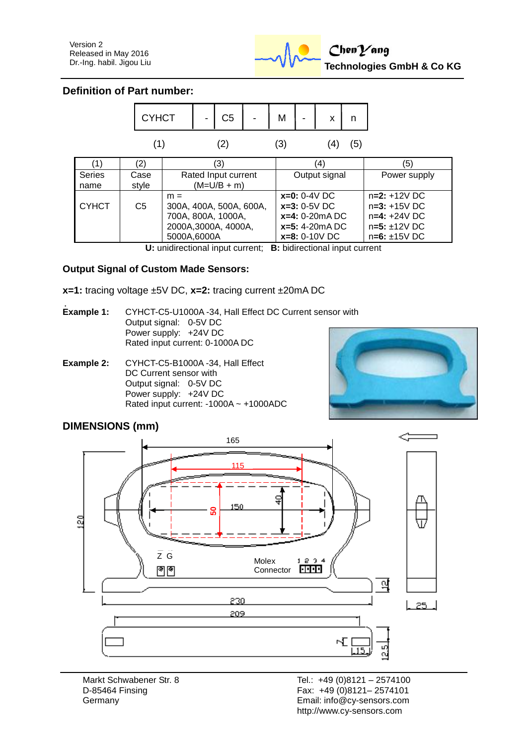## Definition of Part number:

| CYHCT | - | C5 | - | M | - | x | n |
|---|---|---|---|---|---|---|---|

(1) (2) (3) (4) (5)

| (1) | (2) | (3) | (4) | (5) |
|---|---|---|---|---|
| Series name | Case style | Rated Input current (M=U/B + m) | Output signal | Power supply |
| CYHCT | C5 | m = 300A, 400A, 500A, 600A, 700A, 800A, 1000A, 2000A,3000A, 4000A, 5000A,6000A | **x=0:** 0-4V DC<br>**x=3:** 0-5V DC<br>**x=4:** 0-20mA DC<br>**x=5:** 4-20mA DC<br>**x=8:** 0-10V DC | n=**2:** +12V DC<br>n=**3:** +15V DC<br>n=**4:** +24V DC<br>n=**5:** ±12V DC<br>n=**6:** ±15V DC |

**U:** unidirectional input current; **B:** bidirectional input current

### Output Signal of Custom Made Sensors:

**x=1:** tracing voltage ±5V DC, **x=2:** tracing current ±20mA DC

**Example 1:** CYHCT-C5-U1000A -34, Hall Effect DC Current sensor with
Output signal: 0-5V DC
Power supply: +24V DC
Rated input current: 0-1000A DC

**Example 2:** CYHCT-C5-B1000A -34, Hall Effect DC Current sensor with
Output signal: 0-5V DC
Power supply: +24V DC
Rated input current: -1000A ~ +1000ADC

## DIMENSIONS (mm)

Markt Schwabener Str. 8
D-85464 Finsing
Germany

Tel.: +49 (0)8121 – 2574100
Fax: +49 (0)8121– 2574101
Email: info@cy-sensors.com
http://www.cy-sensors.com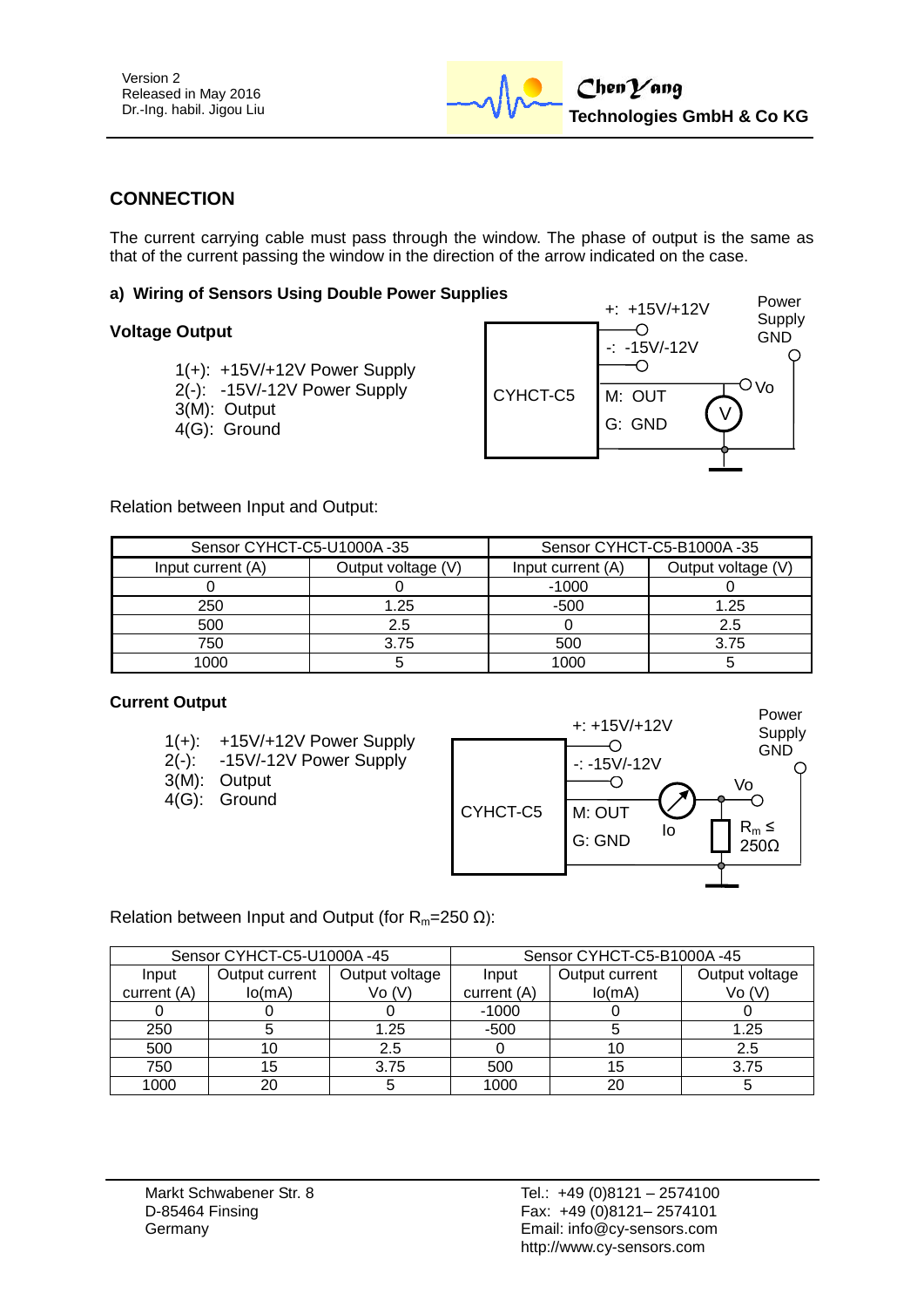## CONNECTION

The current carrying cable must pass through the window. The phase of output is the same as that of the current passing the window in the direction of the arrow indicated on the case.

### a) Wiring of Sensors Using Double Power Supplies

**Voltage Output**

1(+): +15V/+12V Power Supply
2(-): -15V/-12V Power Supply
3(M): Output
4(G): Ground

Relation between Input and Output:

| Sensor CYHCT-C5-U1000A -35 | | Sensor CYHCT-C5-B1000A -35 | |
|---|---|---|---|
| Input current (A) | Output voltage (V) | Input current (A) | Output voltage (V) |
| 0 | 0 | -1000 | 0 |
| 250 | 1.25 | -500 | 1.25 |
| 500 | 2.5 | 0 | 2.5 |
| 750 | 3.75 | 500 | 3.75 |
| 1000 | 5 | 1000 | 5 |

**Current Output**

1(+): +15V/+12V Power Supply
2(-): -15V/-12V Power Supply
3(M): Output
4(G): Ground

Relation between Input and Output (for $R_m$=250 Ω):

| Sensor CYHCT-C5-U1000A -45 | | | Sensor CYHCT-C5-B1000A -45 | | |
|---|---|---|---|---|---|
| Input current (A) | Output current Io(mA) | Output voltage Vo (V) | Input current (A) | Output current Io(mA) | Output voltage Vo (V) |
| 0 | 0 | 0 | -1000 | 0 | 0 |
| 250 | 5 | 1.25 | -500 | 5 | 1.25 |
| 500 | 10 | 2.5 | 0 | 10 | 2.5 |
| 750 | 15 | 3.75 | 500 | 15 | 3.75 |
| 1000 | 20 | 5 | 1000 | 20 | 5 |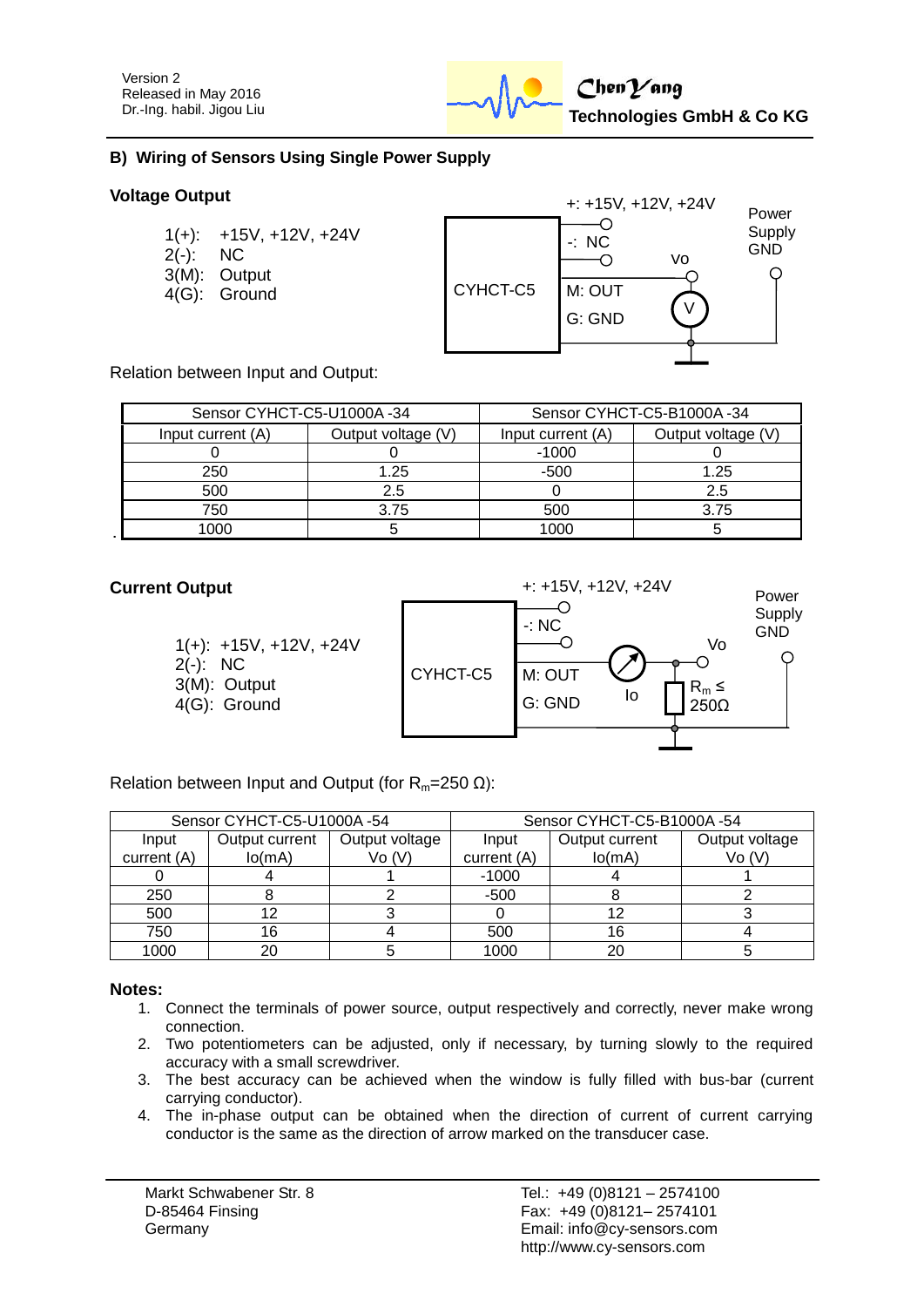## B) Wiring of Sensors Using Single Power Supply

### Voltage Output

1(+): +15V, +12V, +24V
2(-): NC
3(M): Output
4(G): Ground

+: +15V, +12V, +24V
-: NC
Power Supply GND
Vo
CYHCT-C5
M: OUT
G: GND
V

Relation between Input and Output:

| Sensor CYHCT-C5-U1000A -34 | | Sensor CYHCT-C5-B1000A -34 | |
|---|---|---|---|
| Input current (A) | Output voltage (V) | Input current (A) | Output voltage (V) |
| 0 | 0 | -1000 | 0 |
| 250 | 1.25 | -500 | 1.25 |
| 500 | 2.5 | 0 | 2.5 |
| 750 | 3.75 | 500 | 3.75 |
| 1000 | 5 | 1000 | 5 |

### Current Output

1(+): +15V, +12V, +24V
2(-): NC
3(M): Output
4(G): Ground

+: +15V, +12V, +24V
-: NC
Power Supply GND
Vo
CYHCT-C5
M: OUT
G: GND
Io
$R_m \leq 250\Omega$

Relation between Input and Output (for $R_m$=250 Ω):

| Sensor CYHCT-C5-U1000A -54 | | | Sensor CYHCT-C5-B1000A -54 | | |
|---|---|---|---|---|---|
| Input current (A) | Output current Io(mA) | Output voltage Vo (V) | Input current (A) | Output current Io(mA) | Output voltage Vo (V) |
| 0 | 4 | 1 | -1000 | 4 | 1 |
| 250 | 8 | 2 | -500 | 8 | 2 |
| 500 | 12 | 3 | 0 | 12 | 3 |
| 750 | 16 | 4 | 500 | 16 | 4 |
| 1000 | 20 | 5 | 1000 | 20 | 5 |

**Notes:**

1. Connect the terminals of power source, output respectively and correctly, never make wrong connection.
2. Two potentiometers can be adjusted, only if necessary, by turning slowly to the required accuracy with a small screwdriver.
3. The best accuracy can be achieved when the window is fully filled with bus-bar (current carrying conductor).
4. The in-phase output can be obtained when the direction of current of current carrying conductor is the same as the direction of arrow marked on the transducer case.